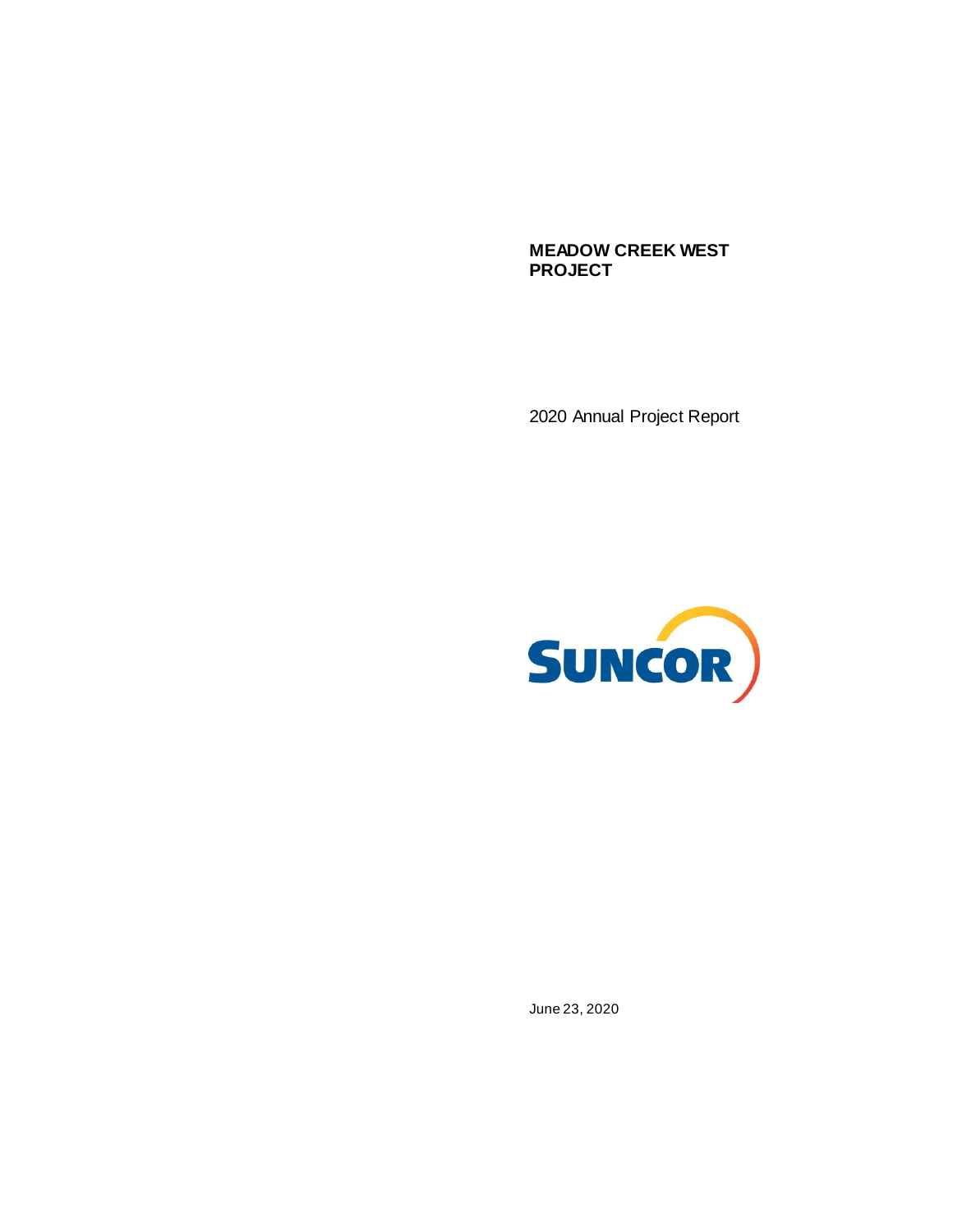# MEADOW CREEK WEST PROJECT

2020 Annual Project Report

SUNCOR

June 23, 2020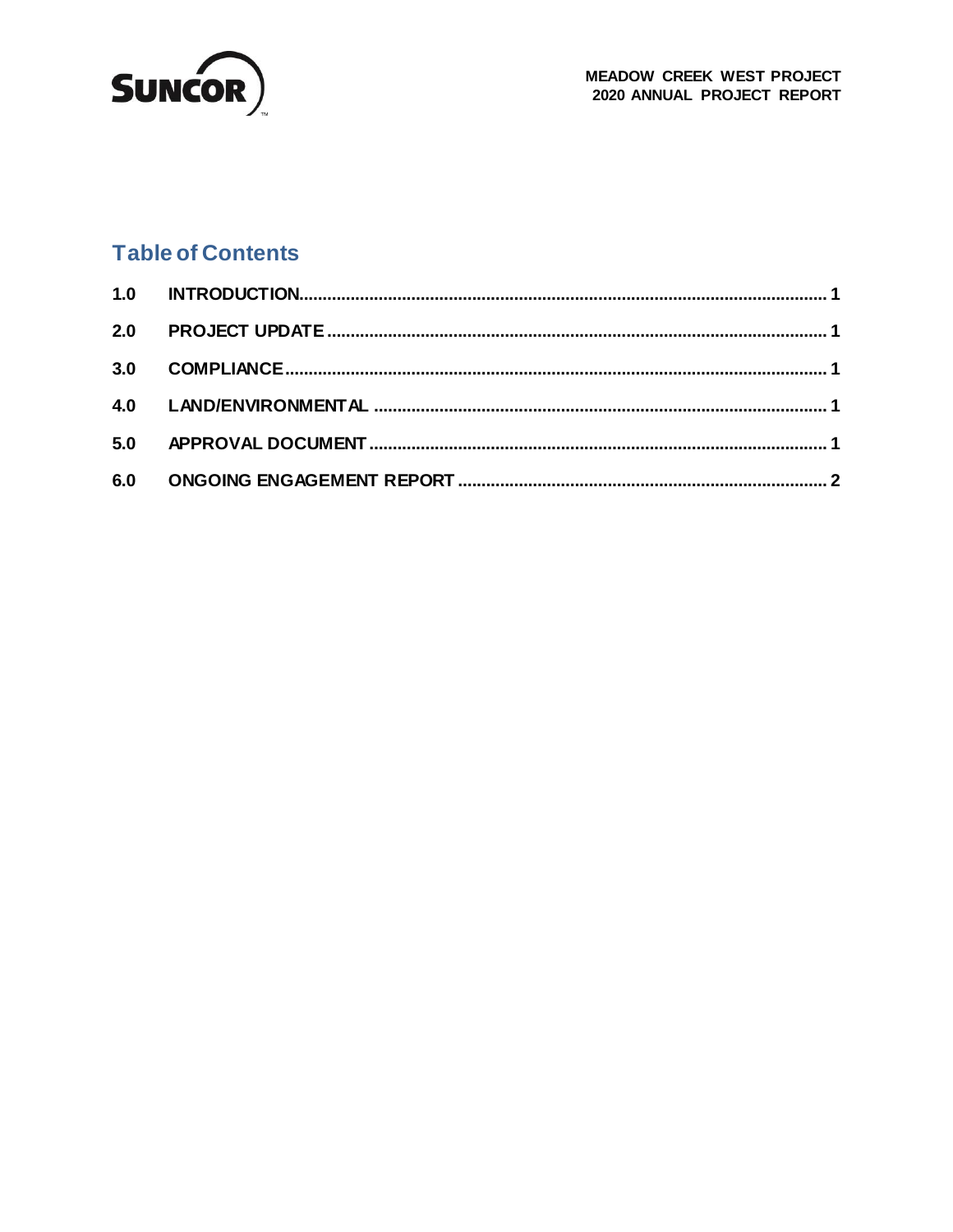## Table of Contents

| | | |
|---|---|---|
| 1.0 | INTRODUCTION | 1 |
| 2.0 | PROJECT UPDATE | 1 |
| 3.0 | COMPLIANCE | 1 |
| 4.0 | LAND/ENVIRONMENTAL | 1 |
| 5.0 | APPROVAL DOCUMENT | 1 |
| 6.0 | ONGOING ENGAGEMENT REPORT | 2 |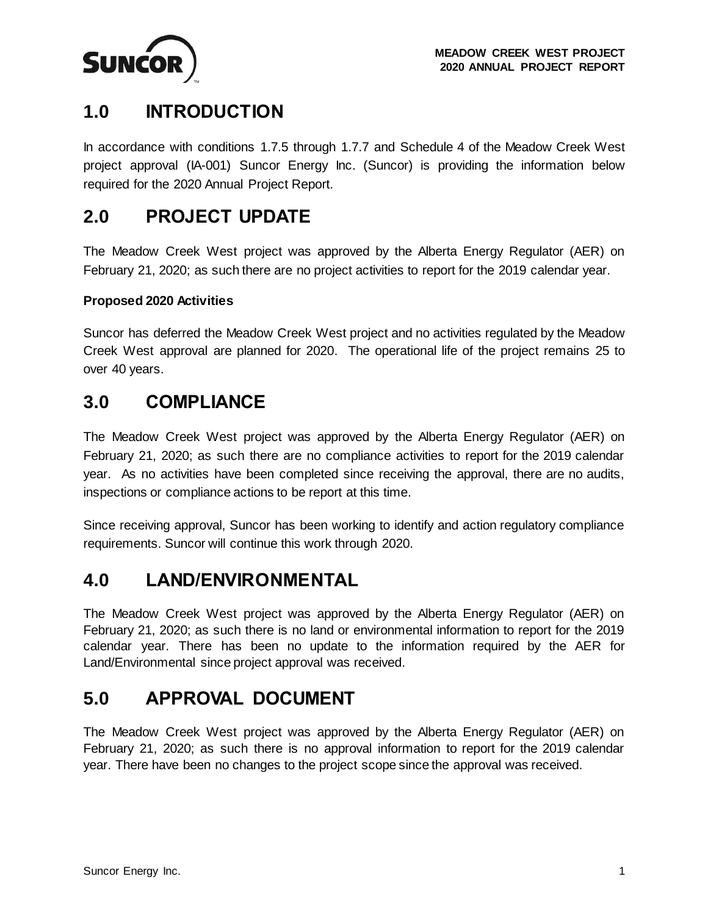# 1.0 INTRODUCTION

In accordance with conditions 1.7.5 through 1.7.7 and Schedule 4 of the Meadow Creek West project approval (IA-001) Suncor Energy Inc. (Suncor) is providing the information below required for the 2020 Annual Project Report.

# 2.0 PROJECT UPDATE

The Meadow Creek West project was approved by the Alberta Energy Regulator (AER) on February 21, 2020; as such there are no project activities to report for the 2019 calendar year.

**Proposed 2020 Activities**

Suncor has deferred the Meadow Creek West project and no activities regulated by the Meadow Creek West approval are planned for 2020. The operational life of the project remains 25 to over 40 years.

# 3.0 COMPLIANCE

The Meadow Creek West project was approved by the Alberta Energy Regulator (AER) on February 21, 2020; as such there are no compliance activities to report for the 2019 calendar year. As no activities have been completed since receiving the approval, there are no audits, inspections or compliance actions to be report at this time.

Since receiving approval, Suncor has been working to identify and action regulatory compliance requirements. Suncor will continue this work through 2020.

# 4.0 LAND/ENVIRONMENTAL

The Meadow Creek West project was approved by the Alberta Energy Regulator (AER) on February 21, 2020; as such there is no land or environmental information to report for the 2019 calendar year. There has been no update to the information required by the AER for Land/Environmental since project approval was received.

# 5.0 APPROVAL DOCUMENT

The Meadow Creek West project was approved by the Alberta Energy Regulator (AER) on February 21, 2020; as such there is no approval information to report for the 2019 calendar year. There have been no changes to the project scope since the approval was received.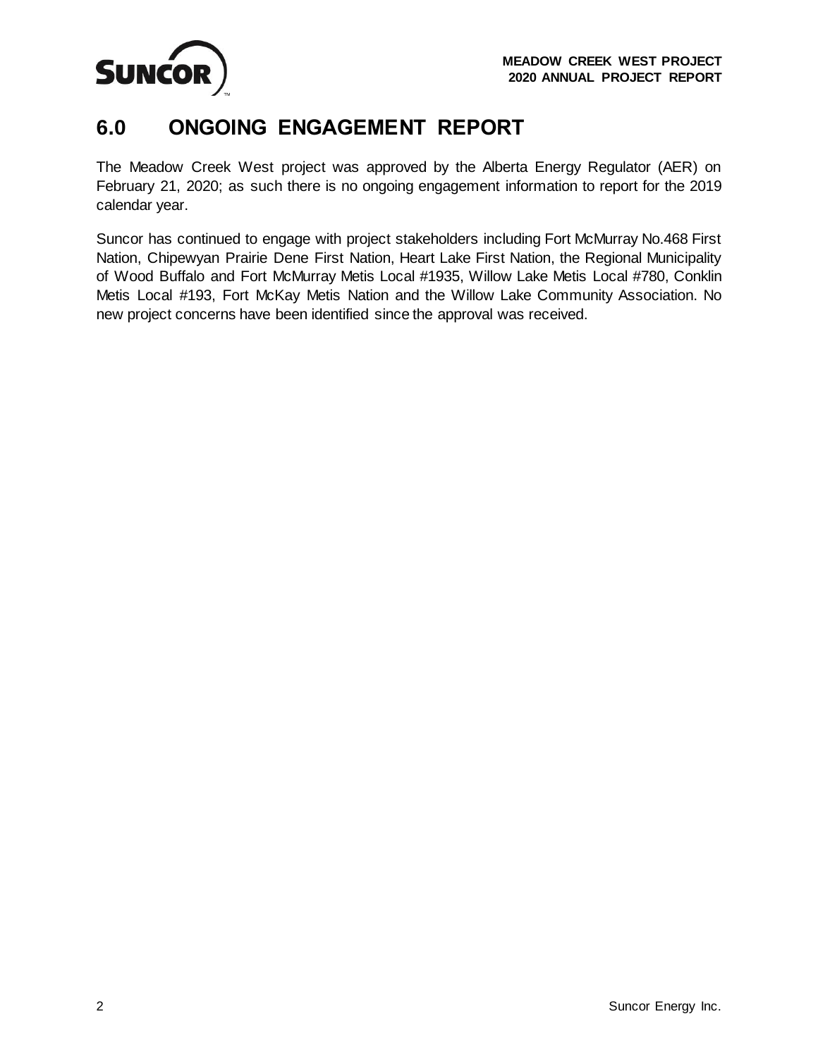# 6.0 ONGOING ENGAGEMENT REPORT

The Meadow Creek West project was approved by the Alberta Energy Regulator (AER) on February 21, 2020; as such there is no ongoing engagement information to report for the 2019 calendar year.

Suncor has continued to engage with project stakeholders including Fort McMurray No.468 First Nation, Chipewyan Prairie Dene First Nation, Heart Lake First Nation, the Regional Municipality of Wood Buffalo and Fort McMurray Metis Local #1935, Willow Lake Metis Local #780, Conklin Metis Local #193, Fort McKay Metis Nation and the Willow Lake Community Association. No new project concerns have been identified since the approval was received.